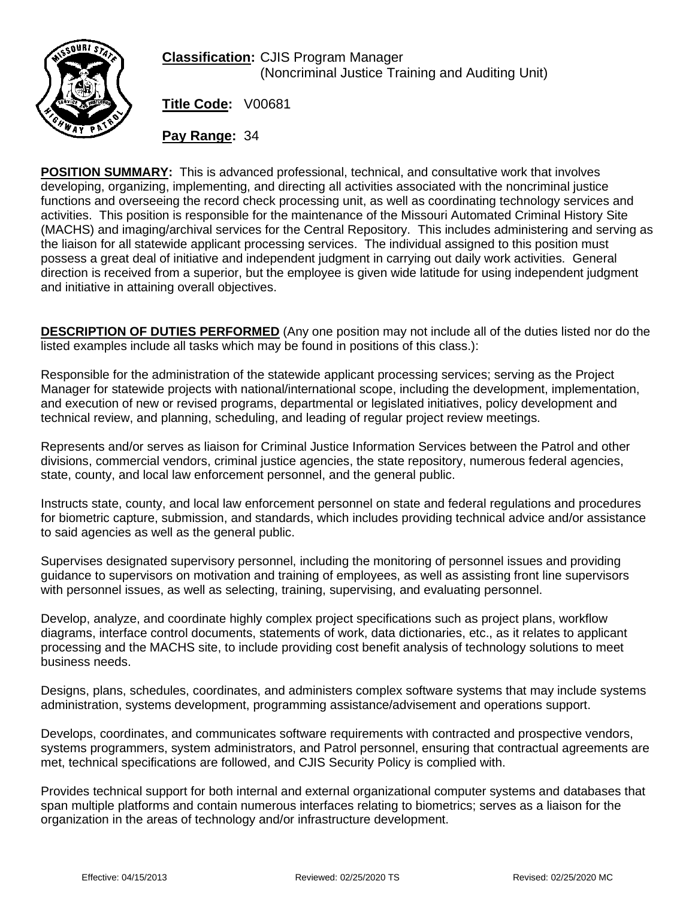**Classification:** CJIS Program Manager
(Noncriminal Justice Training and Auditing Unit)

**Title Code:** V00681

**Pay Range:** 34

**POSITION SUMMARY:** This is advanced professional, technical, and consultative work that involves developing, organizing, implementing, and directing all activities associated with the noncriminal justice functions and overseeing the record check processing unit, as well as coordinating technology services and activities. This position is responsible for the maintenance of the Missouri Automated Criminal History Site (MACHS) and imaging/archival services for the Central Repository. This includes administering and serving as the liaison for all statewide applicant processing services. The individual assigned to this position must possess a great deal of initiative and independent judgment in carrying out daily work activities. General direction is received from a superior, but the employee is given wide latitude for using independent judgment and initiative in attaining overall objectives.

**DESCRIPTION OF DUTIES PERFORMED** (Any one position may not include all of the duties listed nor do the listed examples include all tasks which may be found in positions of this class.):

Responsible for the administration of the statewide applicant processing services; serving as the Project Manager for statewide projects with national/international scope, including the development, implementation, and execution of new or revised programs, departmental or legislated initiatives, policy development and technical review, and planning, scheduling, and leading of regular project review meetings.

Represents and/or serves as liaison for Criminal Justice Information Services between the Patrol and other divisions, commercial vendors, criminal justice agencies, the state repository, numerous federal agencies, state, county, and local law enforcement personnel, and the general public.

Instructs state, county, and local law enforcement personnel on state and federal regulations and procedures for biometric capture, submission, and standards, which includes providing technical advice and/or assistance to said agencies as well as the general public.

Supervises designated supervisory personnel, including the monitoring of personnel issues and providing guidance to supervisors on motivation and training of employees, as well as assisting front line supervisors with personnel issues, as well as selecting, training, supervising, and evaluating personnel.

Develop, analyze, and coordinate highly complex project specifications such as project plans, workflow diagrams, interface control documents, statements of work, data dictionaries, etc., as it relates to applicant processing and the MACHS site, to include providing cost benefit analysis of technology solutions to meet business needs.

Designs, plans, schedules, coordinates, and administers complex software systems that may include systems administration, systems development, programming assistance/advisement and operations support.

Develops, coordinates, and communicates software requirements with contracted and prospective vendors, systems programmers, system administrators, and Patrol personnel, ensuring that contractual agreements are met, technical specifications are followed, and CJIS Security Policy is complied with.

Provides technical support for both internal and external organizational computer systems and databases that span multiple platforms and contain numerous interfaces relating to biometrics; serves as a liaison for the organization in the areas of technology and/or infrastructure development.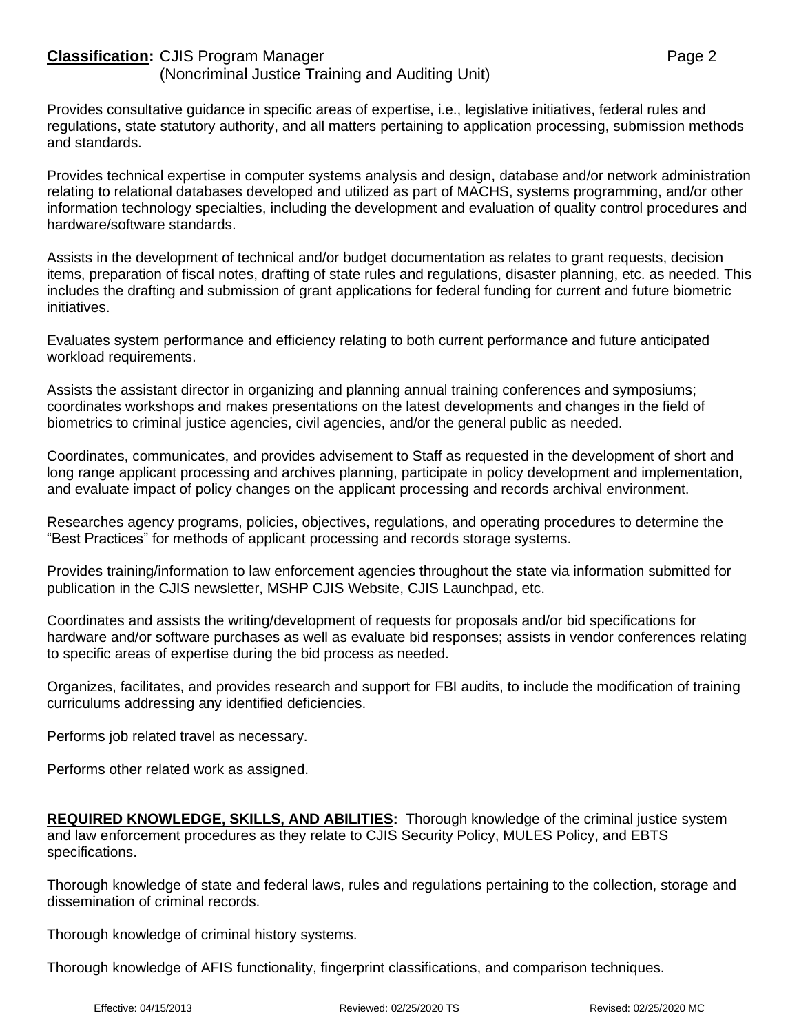Provides consultative guidance in specific areas of expertise, i.e., legislative initiatives, federal rules and regulations, state statutory authority, and all matters pertaining to application processing, submission methods and standards.

Provides technical expertise in computer systems analysis and design, database and/or network administration relating to relational databases developed and utilized as part of MACHS, systems programming, and/or other information technology specialties, including the development and evaluation of quality control procedures and hardware/software standards.

Assists in the development of technical and/or budget documentation as relates to grant requests, decision items, preparation of fiscal notes, drafting of state rules and regulations, disaster planning, etc. as needed. This includes the drafting and submission of grant applications for federal funding for current and future biometric initiatives.

Evaluates system performance and efficiency relating to both current performance and future anticipated workload requirements.

Assists the assistant director in organizing and planning annual training conferences and symposiums; coordinates workshops and makes presentations on the latest developments and changes in the field of biometrics to criminal justice agencies, civil agencies, and/or the general public as needed.

Coordinates, communicates, and provides advisement to Staff as requested in the development of short and long range applicant processing and archives planning, participate in policy development and implementation, and evaluate impact of policy changes on the applicant processing and records archival environment.

Researches agency programs, policies, objectives, regulations, and operating procedures to determine the "Best Practices" for methods of applicant processing and records storage systems.

Provides training/information to law enforcement agencies throughout the state via information submitted for publication in the CJIS newsletter, MSHP CJIS Website, CJIS Launchpad, etc.

Coordinates and assists the writing/development of requests for proposals and/or bid specifications for hardware and/or software purchases as well as evaluate bid responses; assists in vendor conferences relating to specific areas of expertise during the bid process as needed.

Organizes, facilitates, and provides research and support for FBI audits, to include the modification of training curriculums addressing any identified deficiencies.

Performs job related travel as necessary.

Performs other related work as assigned.

**REQUIRED KNOWLEDGE, SKILLS, AND ABILITIES:** Thorough knowledge of the criminal justice system and law enforcement procedures as they relate to CJIS Security Policy, MULES Policy, and EBTS specifications.

Thorough knowledge of state and federal laws, rules and regulations pertaining to the collection, storage and dissemination of criminal records.

Thorough knowledge of criminal history systems.

Thorough knowledge of AFIS functionality, fingerprint classifications, and comparison techniques.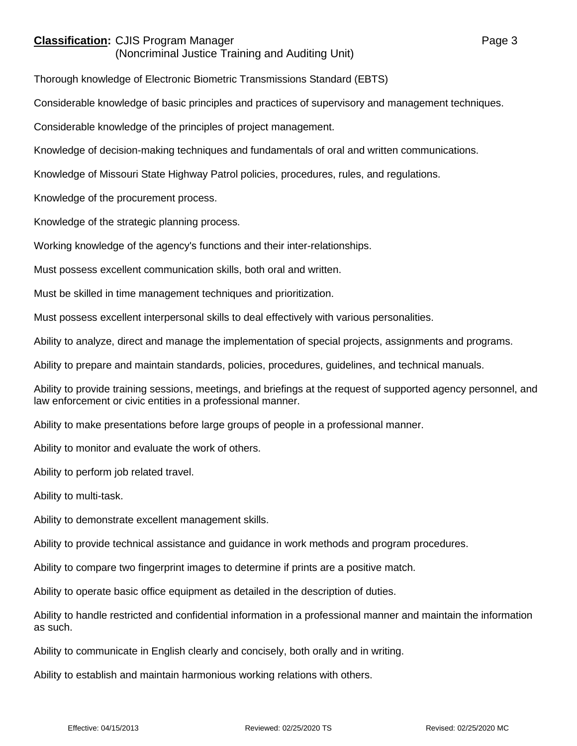Thorough knowledge of Electronic Biometric Transmissions Standard (EBTS)

Considerable knowledge of basic principles and practices of supervisory and management techniques.

Considerable knowledge of the principles of project management.

Knowledge of decision-making techniques and fundamentals of oral and written communications.

Knowledge of Missouri State Highway Patrol policies, procedures, rules, and regulations.

Knowledge of the procurement process.

Knowledge of the strategic planning process.

Working knowledge of the agency's functions and their inter-relationships.

Must possess excellent communication skills, both oral and written.

Must be skilled in time management techniques and prioritization.

Must possess excellent interpersonal skills to deal effectively with various personalities.

Ability to analyze, direct and manage the implementation of special projects, assignments and programs.

Ability to prepare and maintain standards, policies, procedures, guidelines, and technical manuals.

Ability to provide training sessions, meetings, and briefings at the request of supported agency personnel, and law enforcement or civic entities in a professional manner.

Ability to make presentations before large groups of people in a professional manner.

Ability to monitor and evaluate the work of others.

Ability to perform job related travel.

Ability to multi-task.

Ability to demonstrate excellent management skills.

Ability to provide technical assistance and guidance in work methods and program procedures.

Ability to compare two fingerprint images to determine if prints are a positive match.

Ability to operate basic office equipment as detailed in the description of duties.

Ability to handle restricted and confidential information in a professional manner and maintain the information as such.

Ability to communicate in English clearly and concisely, both orally and in writing.

Ability to establish and maintain harmonious working relations with others.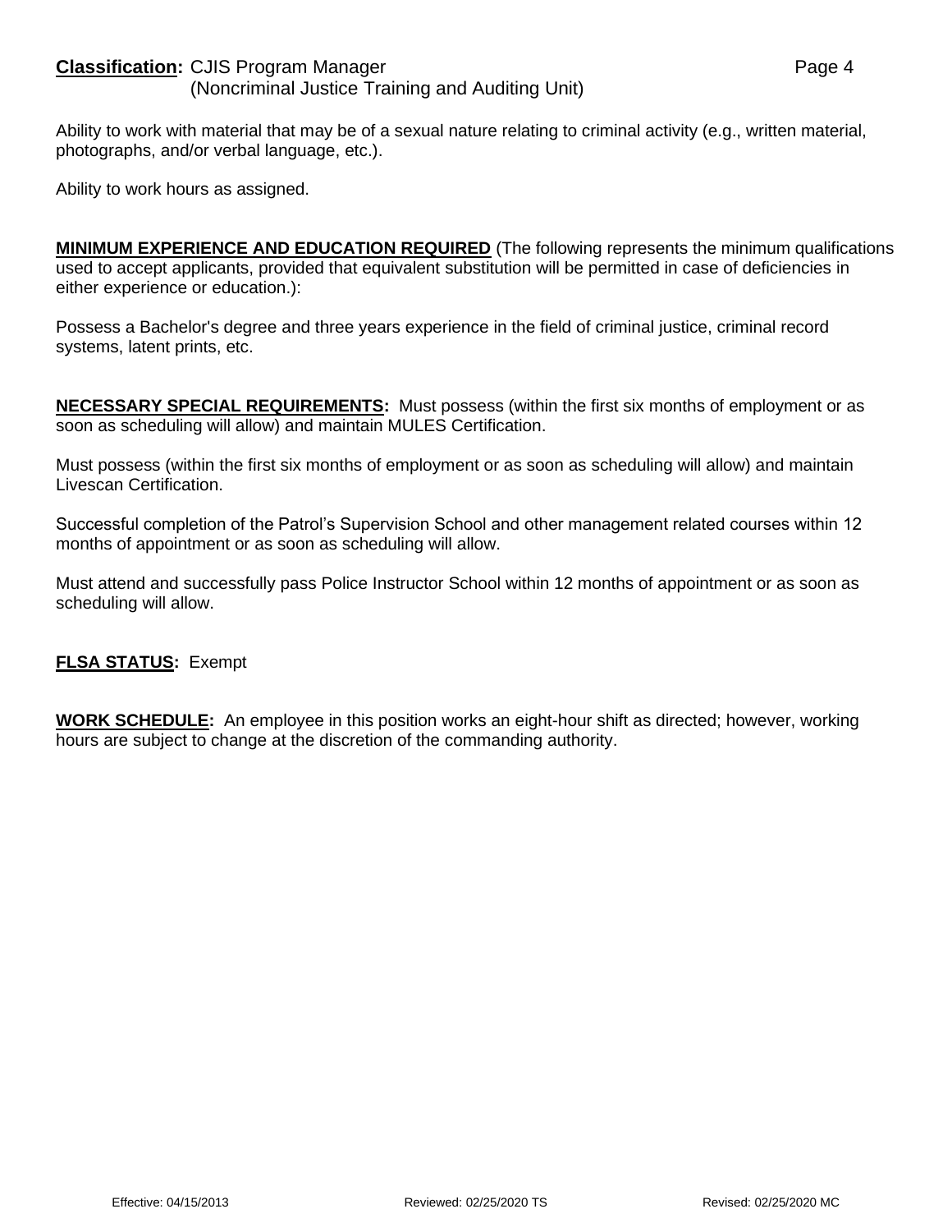Ability to work with material that may be of a sexual nature relating to criminal activity (e.g., written material, photographs, and/or verbal language, etc.).

Ability to work hours as assigned.

**MINIMUM EXPERIENCE AND EDUCATION REQUIRED** (The following represents the minimum qualifications used to accept applicants, provided that equivalent substitution will be permitted in case of deficiencies in either experience or education.):

Possess a Bachelor's degree and three years experience in the field of criminal justice, criminal record systems, latent prints, etc.

**NECESSARY SPECIAL REQUIREMENTS:** Must possess (within the first six months of employment or as soon as scheduling will allow) and maintain MULES Certification.

Must possess (within the first six months of employment or as soon as scheduling will allow) and maintain Livescan Certification.

Successful completion of the Patrol's Supervision School and other management related courses within 12 months of appointment or as soon as scheduling will allow.

Must attend and successfully pass Police Instructor School within 12 months of appointment or as soon as scheduling will allow.

**FLSA STATUS:** Exempt

**WORK SCHEDULE:** An employee in this position works an eight-hour shift as directed; however, working hours are subject to change at the discretion of the commanding authority.